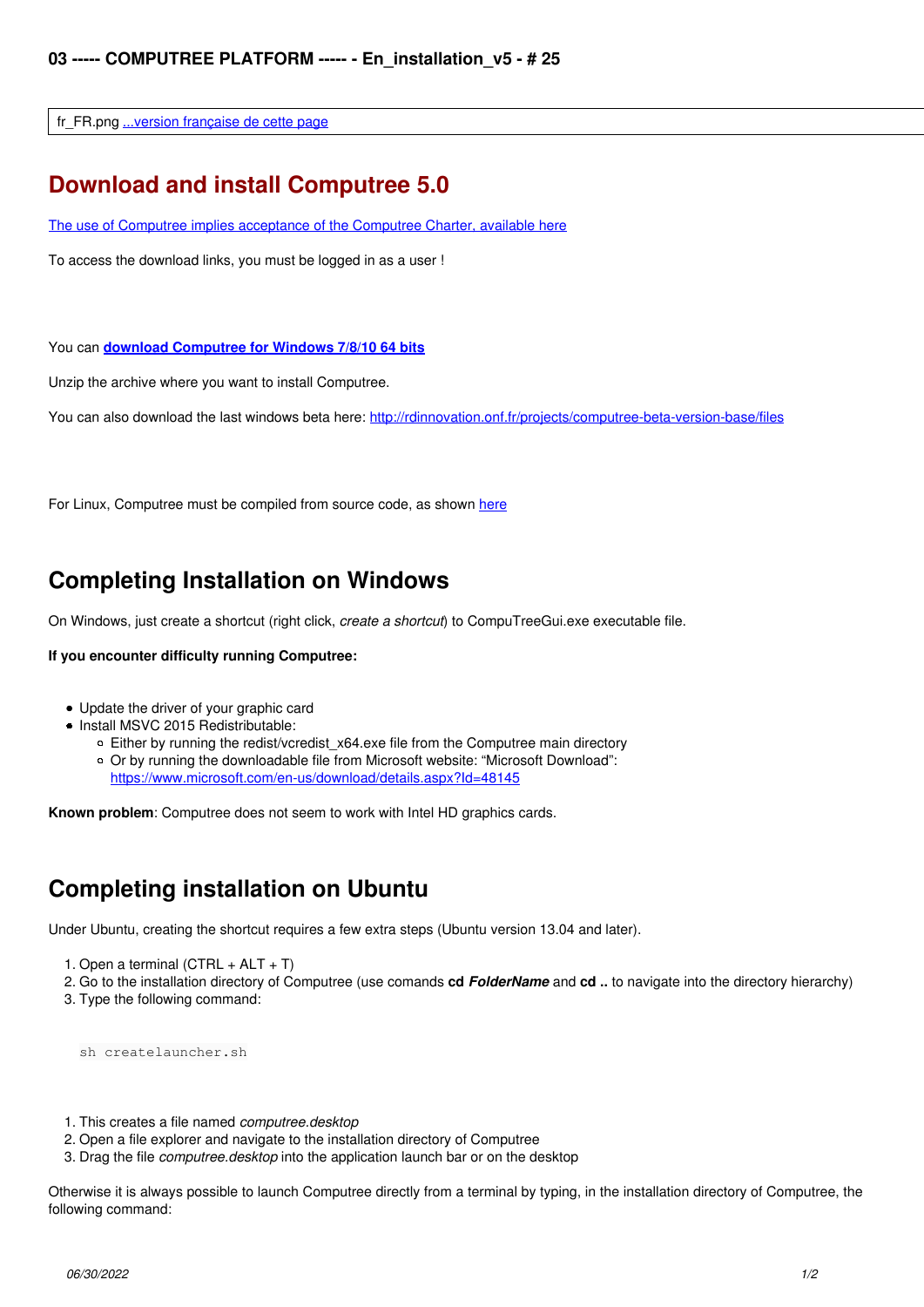# 03 ----- COMPUTREE PLATFORM ----- - En_installation_v5 - # 25

| fr_FR.png ...version française de cette page |
|---|

# Download and install Computree 5.0

The use of Computree implies acceptance of the Computree Charter, available here

To access the download links, you must be logged in as a user !

You can **download Computree for Windows 7/8/10 64 bits**

Unzip the archive where you want to install Computree.

You can also download the last windows beta here: http://rdinnovation.onf.fr/projects/computree-beta-version-base/files

For Linux, Computree must be compiled from source code, as shown here

## Completing Installation on Windows

On Windows, just create a shortcut (right click, *create a shortcut*) to CompuTreeGui.exe executable file.

**If you encounter difficulty running Computree:**

- Update the driver of your graphic card
- Install MSVC 2015 Redistributable:
  - Either by running the redist/vcredist_x64.exe file from the Computree main directory
  - Or by running the downloadable file from Microsoft website: "Microsoft Download": https://www.microsoft.com/en-us/download/details.aspx?Id=48145

**Known problem**: Computree does not seem to work with Intel HD graphics cards.

## Completing installation on Ubuntu

Under Ubuntu, creating the shortcut requires a few extra steps (Ubuntu version 13.04 and later).

1. Open a terminal (CTRL + ALT + T)
2. Go to the installation directory of Computree (use comands **cd *FolderName*** and **cd ..** to navigate into the directory hierarchy)
3. Type the following command:

```
sh createlauncher.sh
```

1. This creates a file named *computree.desktop*
2. Open a file explorer and navigate to the installation directory of Computree
3. Drag the file *computree.desktop* into the application launch bar or on the desktop

Otherwise it is always possible to launch Computree directly from a terminal by typing, in the installation directory of Computree, the following command: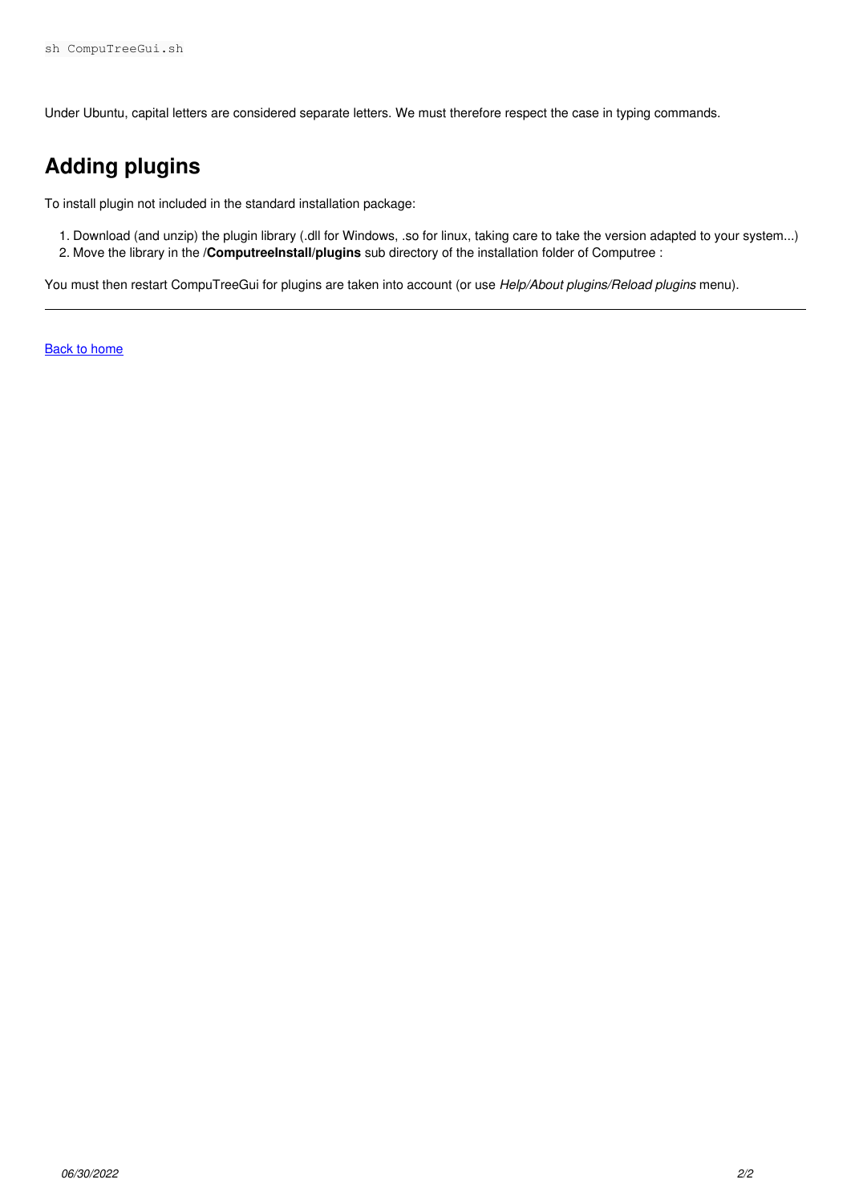```
sh CompuTreeGui.sh
```

Under Ubuntu, capital letters are considered separate letters. We must therefore respect the case in typing commands.

## Adding plugins

To install plugin not included in the standard installation package:

1. Download (and unzip) the plugin library (.dll for Windows, .so for linux, taking care to take the version adapted to your system...)
2. Move the library in the /**ComputreeInstall**/**plugins** sub directory of the installation folder of Computree :

You must then restart CompuTreeGui for plugins are taken into account (or use *Help/About plugins/Reload plugins* menu).

---

Back to home